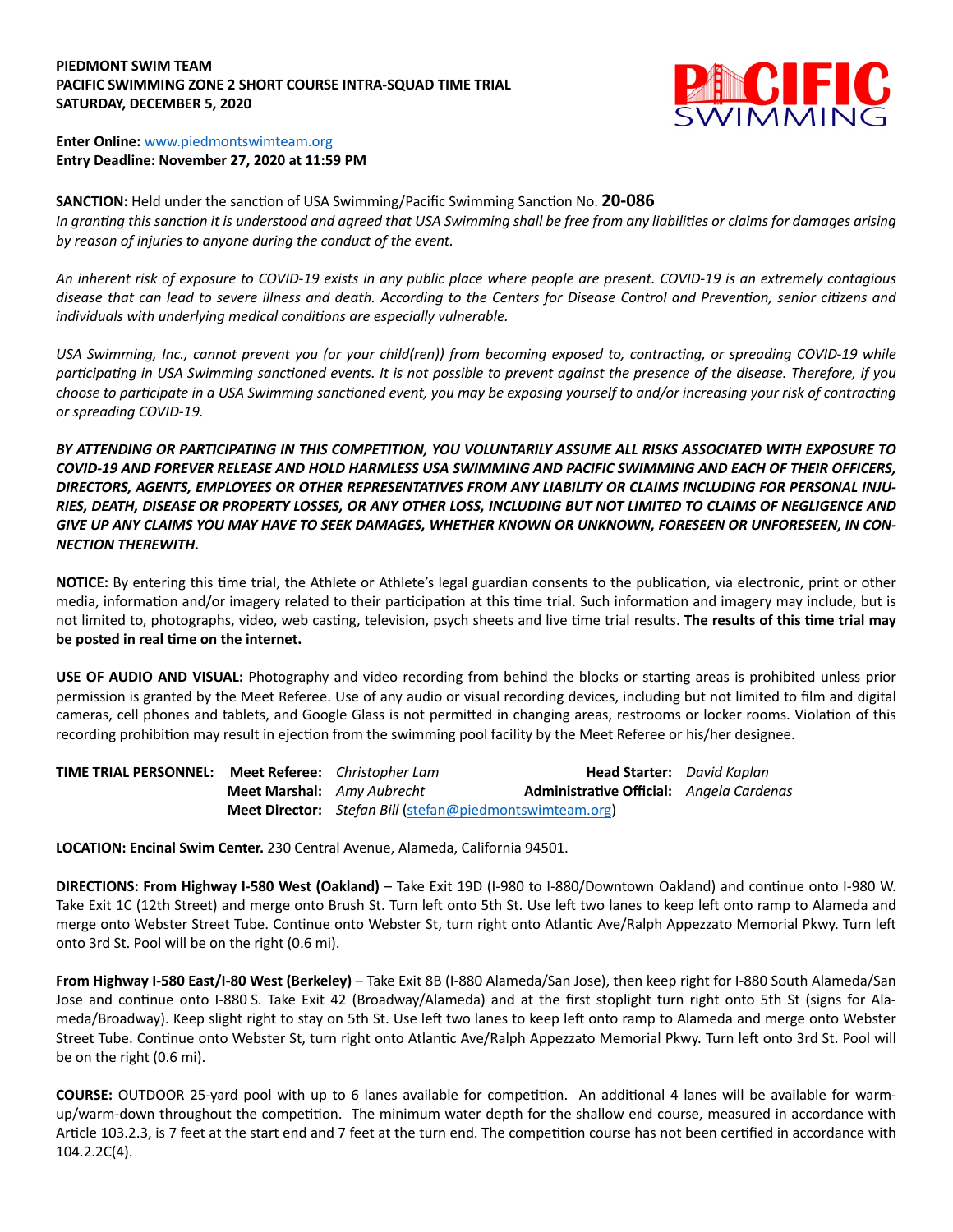**PIEDMONT SWIM TEAM**
**PACIFIC SWIMMING ZONE 2 SHORT COURSE INTRA-SQUAD TIME TRIAL**
**SATURDAY, DECEMBER 5, 2020**

**Enter Online:** www.piedmontswimteam.org
**Entry Deadline: November 27, 2020 at 11:59 PM**

**SANCTION:** Held under the sanction of USA Swimming/Pacific Swimming Sanction No. **20-086**
*In granting this sanction it is understood and agreed that USA Swimming shall be free from any liabilities or claims for damages arising by reason of injuries to anyone during the conduct of the event.*

*An inherent risk of exposure to COVID-19 exists in any public place where people are present. COVID-19 is an extremely contagious disease that can lead to severe illness and death. According to the Centers for Disease Control and Prevention, senior citizens and individuals with underlying medical conditions are especially vulnerable.*

*USA Swimming, Inc., cannot prevent you (or your child(ren)) from becoming exposed to, contracting, or spreading COVID-19 while participating in USA Swimming sanctioned events. It is not possible to prevent against the presence of the disease. Therefore, if you choose to participate in a USA Swimming sanctioned event, you may be exposing yourself to and/or increasing your risk of contracting or spreading COVID-19.*

***BY ATTENDING OR PARTICIPATING IN THIS COMPETITION, YOU VOLUNTARILY ASSUME ALL RISKS ASSOCIATED WITH EXPOSURE TO COVID-19 AND FOREVER RELEASE AND HOLD HARMLESS USA SWIMMING AND PACIFIC SWIMMING AND EACH OF THEIR OFFICERS, DIRECTORS, AGENTS, EMPLOYEES OR OTHER REPRESENTATIVES FROM ANY LIABILITY OR CLAIMS INCLUDING FOR PERSONAL INJURIES, DEATH, DISEASE OR PROPERTY LOSSES, OR ANY OTHER LOSS, INCLUDING BUT NOT LIMITED TO CLAIMS OF NEGLIGENCE AND GIVE UP ANY CLAIMS YOU MAY HAVE TO SEEK DAMAGES, WHETHER KNOWN OR UNKNOWN, FORESEEN OR UNFORESEEN, IN CONNECTION THEREWITH.***

**NOTICE:** By entering this time trial, the Athlete or Athlete's legal guardian consents to the publication, via electronic, print or other media, information and/or imagery related to their participation at this time trial. Such information and imagery may include, but is not limited to, photographs, video, web casting, television, psych sheets and live time trial results. **The results of this time trial may be posted in real time on the internet.**

**USE OF AUDIO AND VISUAL:** Photography and video recording from behind the blocks or starting areas is prohibited unless prior permission is granted by the Meet Referee. Use of any audio or visual recording devices, including but not limited to film and digital cameras, cell phones and tablets, and Google Glass is not permitted in changing areas, restrooms or locker rooms. Violation of this recording prohibition may result in ejection from the swimming pool facility by the Meet Referee or his/her designee.

**TIME TRIAL PERSONNEL:**
**Meet Referee:** *Christopher Lam*
**Head Starter:** *David Kaplan*
**Meet Marshal:** *Amy Aubrecht*
**Administrative Official:** *Angela Cardenas*
**Meet Director:** *Stefan Bill* (stefan@piedmontswimteam.org)

**LOCATION: Encinal Swim Center.** 230 Central Avenue, Alameda, California 94501.

**DIRECTIONS: From Highway I-580 West (Oakland)** – Take Exit 19D (I-980 to I-880/Downtown Oakland) and continue onto I-980 W. Take Exit 1C (12th Street) and merge onto Brush St. Turn left onto 5th St. Use left two lanes to keep left onto ramp to Alameda and merge onto Webster Street Tube. Continue onto Webster St, turn right onto Atlantic Ave/Ralph Appezzato Memorial Pkwy. Turn left onto 3rd St. Pool will be on the right (0.6 mi).

**From Highway I-580 East/I-80 West (Berkeley)** – Take Exit 8B (I-880 Alameda/San Jose), then keep right for I-880 South Alameda/San Jose and continue onto I-880 S. Take Exit 42 (Broadway/Alameda) and at the first stoplight turn right onto 5th St (signs for Alameda/Broadway). Keep slight right to stay on 5th St. Use left two lanes to keep left onto ramp to Alameda and merge onto Webster Street Tube. Continue onto Webster St, turn right onto Atlantic Ave/Ralph Appezzato Memorial Pkwy. Turn left onto 3rd St. Pool will be on the right (0.6 mi).

**COURSE:** OUTDOOR 25-yard pool with up to 6 lanes available for competition. An additional 4 lanes will be available for warm-up/warm-down throughout the competition. The minimum water depth for the shallow end course, measured in accordance with Article 103.2.3, is 7 feet at the start end and 7 feet at the turn end. The competition course has not been certified in accordance with 104.2.2C(4).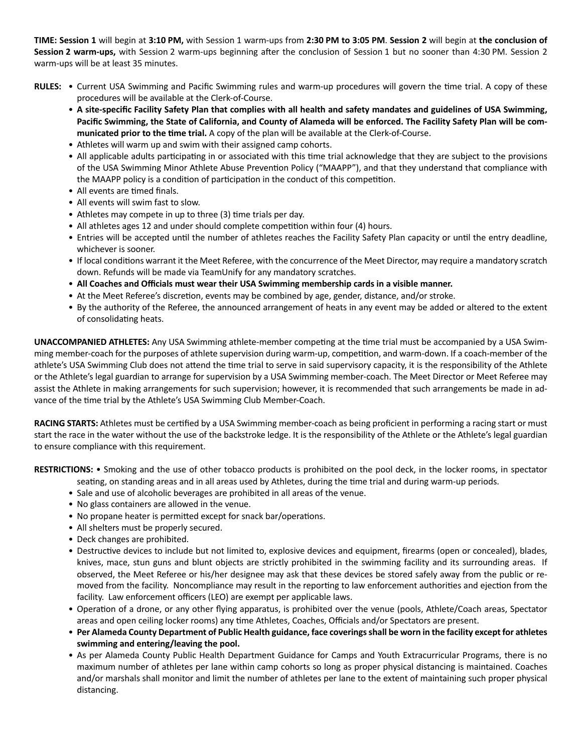**TIME: Session 1** will begin at **3:10 PM,** with Session 1 warm-ups from **2:30 PM to 3:05 PM**. **Session 2** will begin at **the conclusion of Session 2 warm-ups,** with Session 2 warm-ups beginning after the conclusion of Session 1 but no sooner than 4:30 PM. Session 2 warm-ups will be at least 35 minutes.

**RULES:**
- Current USA Swimming and Pacific Swimming rules and warm-up procedures will govern the time trial. A copy of these procedures will be available at the Clerk-of-Course.
- **A site-specific Facility Safety Plan that complies with all health and safety mandates and guidelines of USA Swimming, Pacific Swimming, the State of California, and County of Alameda will be enforced. The Facility Safety Plan will be communicated prior to the time trial.** A copy of the plan will be available at the Clerk-of-Course.
- Athletes will warm up and swim with their assigned camp cohorts.
- All applicable adults participating in or associated with this time trial acknowledge that they are subject to the provisions of the USA Swimming Minor Athlete Abuse Prevention Policy ("MAAPP"), and that they understand that compliance with the MAAPP policy is a condition of participation in the conduct of this competition.
- All events are timed finals.
- All events will swim fast to slow.
- Athletes may compete in up to three (3) time trials per day.
- All athletes ages 12 and under should complete competition within four (4) hours.
- Entries will be accepted until the number of athletes reaches the Facility Safety Plan capacity or until the entry deadline, whichever is sooner.
- If local conditions warrant it the Meet Referee, with the concurrence of the Meet Director, may require a mandatory scratch down. Refunds will be made via TeamUnify for any mandatory scratches.
- **All Coaches and Officials must wear their USA Swimming membership cards in a visible manner.**
- At the Meet Referee's discretion, events may be combined by age, gender, distance, and/or stroke.
- By the authority of the Referee, the announced arrangement of heats in any event may be added or altered to the extent of consolidating heats.

**UNACCOMPANIED ATHLETES:** Any USA Swimming athlete-member competing at the time trial must be accompanied by a USA Swimming member-coach for the purposes of athlete supervision during warm-up, competition, and warm-down. If a coach-member of the athlete's USA Swimming Club does not attend the time trial to serve in said supervisory capacity, it is the responsibility of the Athlete or the Athlete's legal guardian to arrange for supervision by a USA Swimming member-coach. The Meet Director or Meet Referee may assist the Athlete in making arrangements for such supervision; however, it is recommended that such arrangements be made in advance of the time trial by the Athlete's USA Swimming Club Member-Coach.

**RACING STARTS:** Athletes must be certified by a USA Swimming member-coach as being proficient in performing a racing start or must start the race in the water without the use of the backstroke ledge. It is the responsibility of the Athlete or the Athlete's legal guardian to ensure compliance with this requirement.

**RESTRICTIONS:**
- Smoking and the use of other tobacco products is prohibited on the pool deck, in the locker rooms, in spectator seating, on standing areas and in all areas used by Athletes, during the time trial and during warm-up periods.
- Sale and use of alcoholic beverages are prohibited in all areas of the venue.
- No glass containers are allowed in the venue.
- No propane heater is permitted except for snack bar/operations.
- All shelters must be properly secured.
- Deck changes are prohibited.
- Destructive devices to include but not limited to, explosive devices and equipment, firearms (open or concealed), blades, knives, mace, stun guns and blunt objects are strictly prohibited in the swimming facility and its surrounding areas. If observed, the Meet Referee or his/her designee may ask that these devices be stored safely away from the public or removed from the facility. Noncompliance may result in the reporting to law enforcement authorities and ejection from the facility. Law enforcement officers (LEO) are exempt per applicable laws.
- Operation of a drone, or any other flying apparatus, is prohibited over the venue (pools, Athlete/Coach areas, Spectator areas and open ceiling locker rooms) any time Athletes, Coaches, Officials and/or Spectators are present.
- **Per Alameda County Department of Public Health guidance, face coverings shall be worn in the facility except for athletes swimming and entering/leaving the pool.**
- As per Alameda County Public Health Department Guidance for Camps and Youth Extracurricular Programs, there is no maximum number of athletes per lane within camp cohorts so long as proper physical distancing is maintained. Coaches and/or marshals shall monitor and limit the number of athletes per lane to the extent of maintaining such proper physical distancing.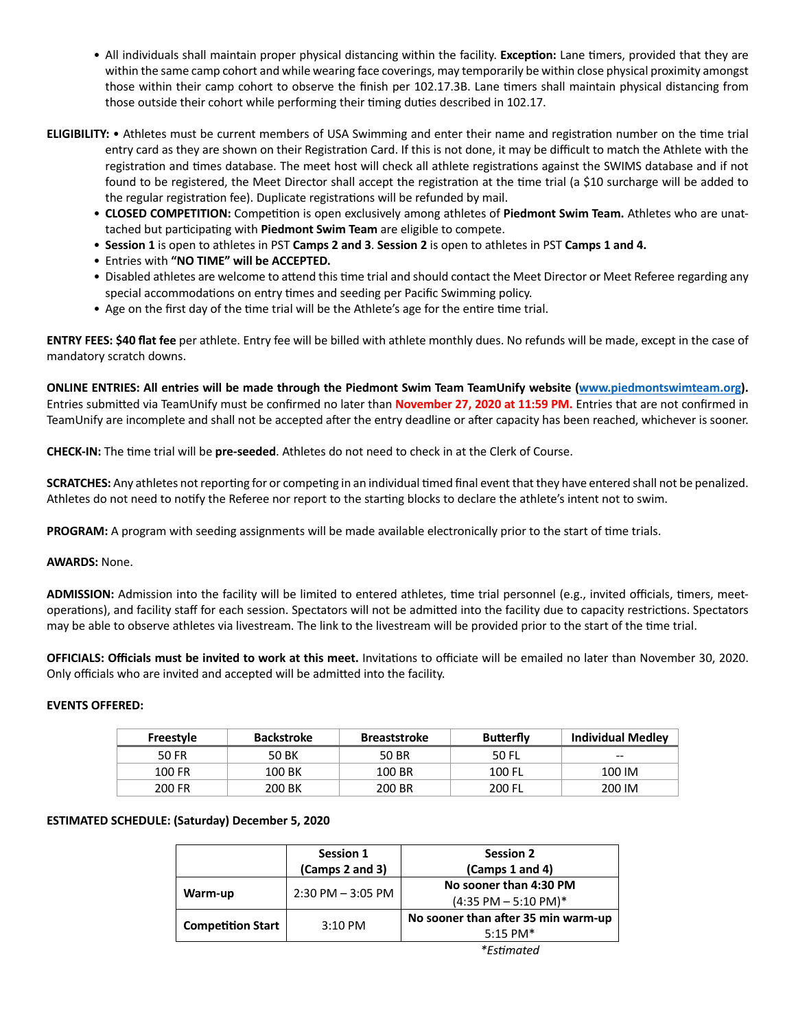- All individuals shall maintain proper physical distancing within the facility. **Exception:** Lane timers, provided that they are within the same camp cohort and while wearing face coverings, may temporarily be within close physical proximity amongst those within their camp cohort to observe the finish per 102.17.3B. Lane timers shall maintain physical distancing from those outside their cohort while performing their timing duties described in 102.17.

**ELIGIBILITY:** • Athletes must be current members of USA Swimming and enter their name and registration number on the time trial entry card as they are shown on their Registration Card. If this is not done, it may be difficult to match the Athlete with the registration and times database. The meet host will check all athlete registrations against the SWIMS database and if not found to be registered, the Meet Director shall accept the registration at the time trial (a $10 surcharge will be added to the regular registration fee). Duplicate registrations will be refunded by mail.

- **CLOSED COMPETITION:** Competition is open exclusively among athletes of **Piedmont Swim Team.** Athletes who are unattached but participating with **Piedmont Swim Team** are eligible to compete.
- **Session 1** is open to athletes in PST **Camps 2 and 3**. **Session 2** is open to athletes in PST **Camps 1 and 4.**
- Entries with **"NO TIME" will be ACCEPTED.**
- Disabled athletes are welcome to attend this time trial and should contact the Meet Director or Meet Referee regarding any special accommodations on entry times and seeding per Pacific Swimming policy.
- Age on the first day of the time trial will be the Athlete's age for the entire time trial.

**ENTRY FEES: $40 flat fee** per athlete. Entry fee will be billed with athlete monthly dues. No refunds will be made, except in the case of mandatory scratch downs.

**ONLINE ENTRIES: All entries will be made through the Piedmont Swim Team TeamUnify website ([www.piedmontswimteam.org](www.piedmontswimteam.org)).** Entries submitted via TeamUnify must be confirmed no later than **November 27, 2020 at 11:59 PM.** Entries that are not confirmed in TeamUnify are incomplete and shall not be accepted after the entry deadline or after capacity has been reached, whichever is sooner.

**CHECK-IN:** The time trial will be **pre-seeded**. Athletes do not need to check in at the Clerk of Course.

**SCRATCHES:** Any athletes not reporting for or competing in an individual timed final event that they have entered shall not be penalized. Athletes do not need to notify the Referee nor report to the starting blocks to declare the athlete's intent not to swim.

**PROGRAM:** A program with seeding assignments will be made available electronically prior to the start of time trials.

**AWARDS:** None.

**ADMISSION:** Admission into the facility will be limited to entered athletes, time trial personnel (e.g., invited officials, timers, meet-operations), and facility staff for each session. Spectators will not be admitted into the facility due to capacity restrictions. Spectators may be able to observe athletes via livestream. The link to the livestream will be provided prior to the start of the time trial.

**OFFICIALS: Officials must be invited to work at this meet.** Invitations to officiate will be emailed no later than November 30, 2020. Only officials who are invited and accepted will be admitted into the facility.

**EVENTS OFFERED:**

| Freestyle | Backstroke | Breaststroke | Butterfly | Individual Medley |
|---|---|---|---|---|
| 50 FR | 50 BK | 50 BR | 50 FL | -- |
| 100 FR | 100 BK | 100 BR | 100 FL | 100 IM |
| 200 FR | 200 BK | 200 BR | 200 FL | 200 IM |

**ESTIMATED SCHEDULE: (Saturday) December 5, 2020**

| | Session 1 (Camps 2 and 3) | Session 2 (Camps 1 and 4) |
|---|---|---|
| **Warm-up** | 2:30 PM – 3:05 PM | **No sooner than 4:30 PM** (4:35 PM – 5:10 PM)* |
| **Competition Start** | 3:10 PM | **No sooner than after 35 min warm-up** 5:15 PM* |

*\*Estimated*